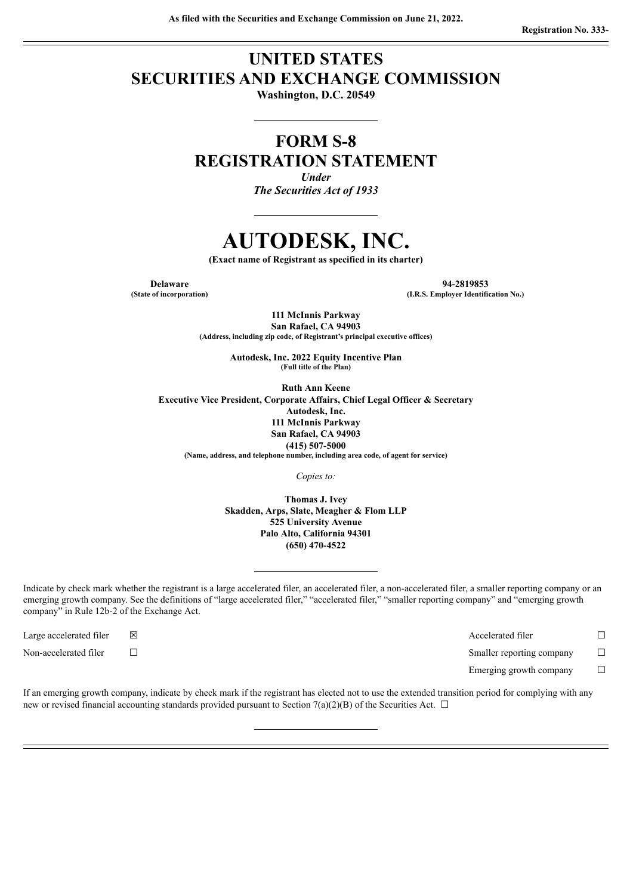**As filed with the Securities and Exchange Commission on June 21, 2022.**

**Registration No. 333-**

# UNITED STATES
# SECURITIES AND EXCHANGE COMMISSION

**Washington, D.C. 20549**

## FORM S-8
## REGISTRATION STATEMENT

*Under*
*The Securities Act of 1933*

# AUTODESK, INC.

**(Exact name of Registrant as specified in its charter)**

| **Delaware** | **94-2819853** |
|---|---|
| **(State of incorporation)** | **(I.R.S. Employer Identification No.)** |

**111 McInnis Parkway**
**San Rafael, CA 94903**
**(Address, including zip code, of Registrant's principal executive offices)**

**Autodesk, Inc. 2022 Equity Incentive Plan**
**(Full title of the Plan)**

**Ruth Ann Keene**
**Executive Vice President, Corporate Affairs, Chief Legal Officer & Secretary**
**Autodesk, Inc.**
**111 McInnis Parkway**
**San Rafael, CA 94903**
**(415) 507-5000**
**(Name, address, and telephone number, including area code, of agent for service)**

*Copies to:*

**Thomas J. Ivey**
**Skadden, Arps, Slate, Meagher & Flom LLP**
**525 University Avenue**
**Palo Alto, California 94301**
**(650) 470-4522**

Indicate by check mark whether the registrant is a large accelerated filer, an accelerated filer, a non-accelerated filer, a smaller reporting company or an emerging growth company. See the definitions of "large accelerated filer," "accelerated filer," "smaller reporting company" and "emerging growth company" in Rule 12b-2 of the Exchange Act.

| | | | |
|---|---|---|---|
| Large accelerated filer | ☒ | Accelerated filer | ☐ |
| Non-accelerated filer | ☐ | Smaller reporting company | ☐ |
| | | Emerging growth company | ☐ |

If an emerging growth company, indicate by check mark if the registrant has elected not to use the extended transition period for complying with any new or revised financial accounting standards provided pursuant to Section 7(a)(2)(B) of the Securities Act. ☐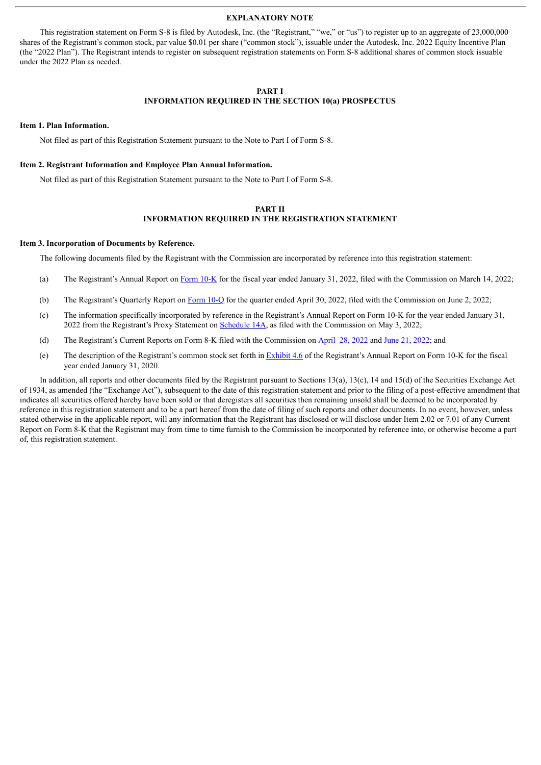## EXPLANATORY NOTE

This registration statement on Form S-8 is filed by Autodesk, Inc. (the "Registrant," "we," or "us") to register up to an aggregate of 23,000,000 shares of the Registrant's common stock, par value $0.01 per share ("common stock"), issuable under the Autodesk, Inc. 2022 Equity Incentive Plan (the "2022 Plan"). The Registrant intends to register on subsequent registration statements on Form S-8 additional shares of common stock issuable under the 2022 Plan as needed.

## PART I
## INFORMATION REQUIRED IN THE SECTION 10(a) PROSPECTUS

### Item 1. Plan Information.

Not filed as part of this Registration Statement pursuant to the Note to Part I of Form S-8.

### Item 2. Registrant Information and Employee Plan Annual Information.

Not filed as part of this Registration Statement pursuant to the Note to Part I of Form S-8.

## PART II
## INFORMATION REQUIRED IN THE REGISTRATION STATEMENT

### Item 3. Incorporation of Documents by Reference.

The following documents filed by the Registrant with the Commission are incorporated by reference into this registration statement:

(a) The Registrant's Annual Report on Form 10-K for the fiscal year ended January 31, 2022, filed with the Commission on March 14, 2022;

(b) The Registrant's Quarterly Report on Form 10-Q for the quarter ended April 30, 2022, filed with the Commission on June 2, 2022;

(c) The information specifically incorporated by reference in the Registrant's Annual Report on Form 10-K for the year ended January 31, 2022 from the Registrant's Proxy Statement on Schedule 14A, as filed with the Commission on May 3, 2022;

(d) The Registrant's Current Reports on Form 8-K filed with the Commission on April 28, 2022 and June 21, 2022; and

(e) The description of the Registrant's common stock set forth in Exhibit 4.6 of the Registrant's Annual Report on Form 10-K for the fiscal year ended January 31, 2020.

In addition, all reports and other documents filed by the Registrant pursuant to Sections 13(a), 13(c), 14 and 15(d) of the Securities Exchange Act of 1934, as amended (the "Exchange Act"), subsequent to the date of this registration statement and prior to the filing of a post-effective amendment that indicates all securities offered hereby have been sold or that deregisters all securities then remaining unsold shall be deemed to be incorporated by reference in this registration statement and to be a part hereof from the date of filing of such reports and other documents. In no event, however, unless stated otherwise in the applicable report, will any information that the Registrant has disclosed or will disclose under Item 2.02 or 7.01 of any Current Report on Form 8-K that the Registrant may from time to time furnish to the Commission be incorporated by reference into, or otherwise become a part of, this registration statement.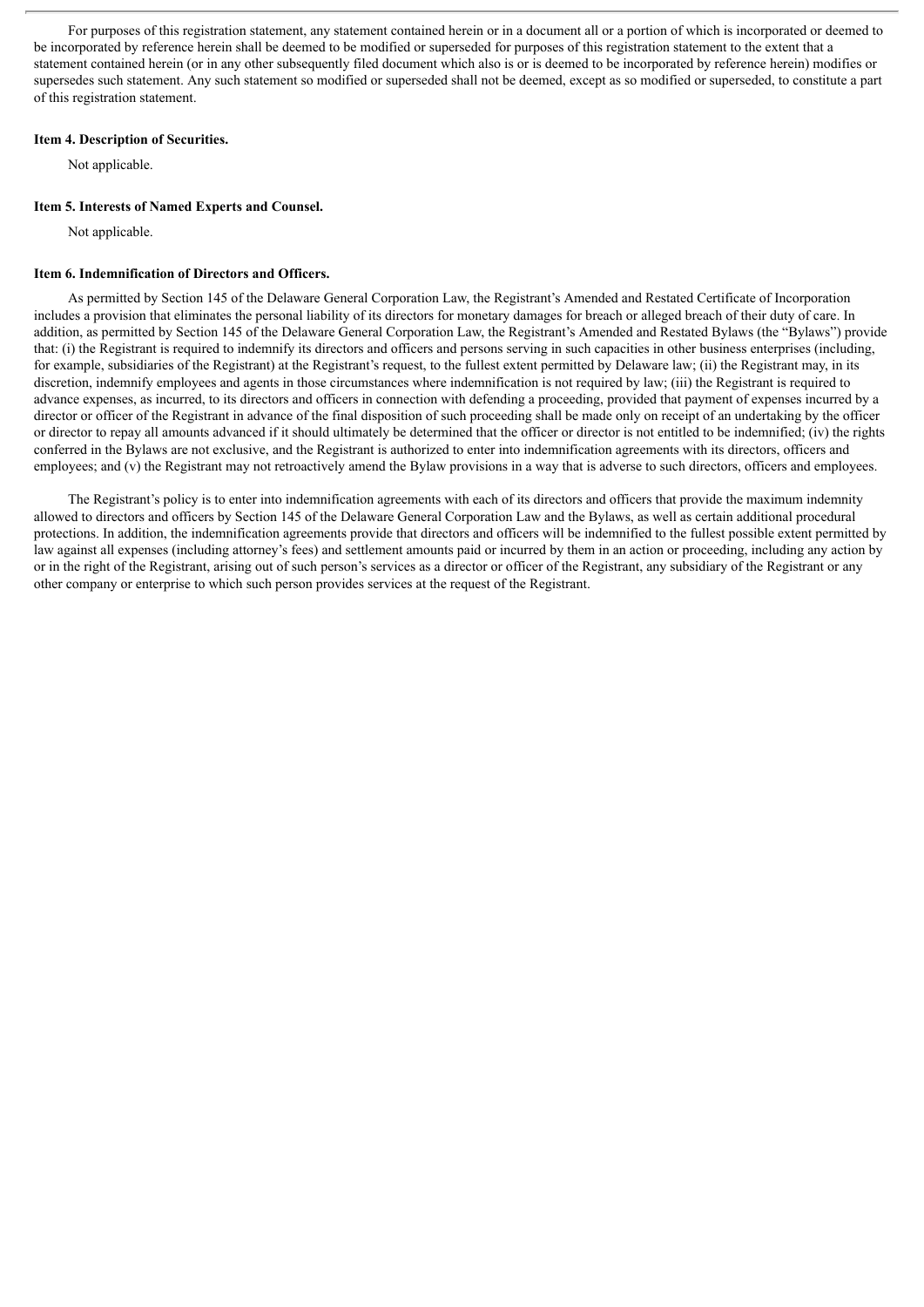For purposes of this registration statement, any statement contained herein or in a document all or a portion of which is incorporated or deemed to be incorporated by reference herein shall be deemed to be modified or superseded for purposes of this registration statement to the extent that a statement contained herein (or in any other subsequently filed document which also is or is deemed to be incorporated by reference herein) modifies or supersedes such statement. Any such statement so modified or superseded shall not be deemed, except as so modified or superseded, to constitute a part of this registration statement.

**Item 4. Description of Securities.**

Not applicable.

**Item 5. Interests of Named Experts and Counsel.**

Not applicable.

**Item 6. Indemnification of Directors and Officers.**

As permitted by Section 145 of the Delaware General Corporation Law, the Registrant's Amended and Restated Certificate of Incorporation includes a provision that eliminates the personal liability of its directors for monetary damages for breach or alleged breach of their duty of care. In addition, as permitted by Section 145 of the Delaware General Corporation Law, the Registrant's Amended and Restated Bylaws (the "Bylaws") provide that: (i) the Registrant is required to indemnify its directors and officers and persons serving in such capacities in other business enterprises (including, for example, subsidiaries of the Registrant) at the Registrant's request, to the fullest extent permitted by Delaware law; (ii) the Registrant may, in its discretion, indemnify employees and agents in those circumstances where indemnification is not required by law; (iii) the Registrant is required to advance expenses, as incurred, to its directors and officers in connection with defending a proceeding, provided that payment of expenses incurred by a director or officer of the Registrant in advance of the final disposition of such proceeding shall be made only on receipt of an undertaking by the officer or director to repay all amounts advanced if it should ultimately be determined that the officer or director is not entitled to be indemnified; (iv) the rights conferred in the Bylaws are not exclusive, and the Registrant is authorized to enter into indemnification agreements with its directors, officers and employees; and (v) the Registrant may not retroactively amend the Bylaw provisions in a way that is adverse to such directors, officers and employees.

The Registrant's policy is to enter into indemnification agreements with each of its directors and officers that provide the maximum indemnity allowed to directors and officers by Section 145 of the Delaware General Corporation Law and the Bylaws, as well as certain additional procedural protections. In addition, the indemnification agreements provide that directors and officers will be indemnified to the fullest possible extent permitted by law against all expenses (including attorney's fees) and settlement amounts paid or incurred by them in an action or proceeding, including any action by or in the right of the Registrant, arising out of such person's services as a director or officer of the Registrant, any subsidiary of the Registrant or any other company or enterprise to which such person provides services at the request of the Registrant.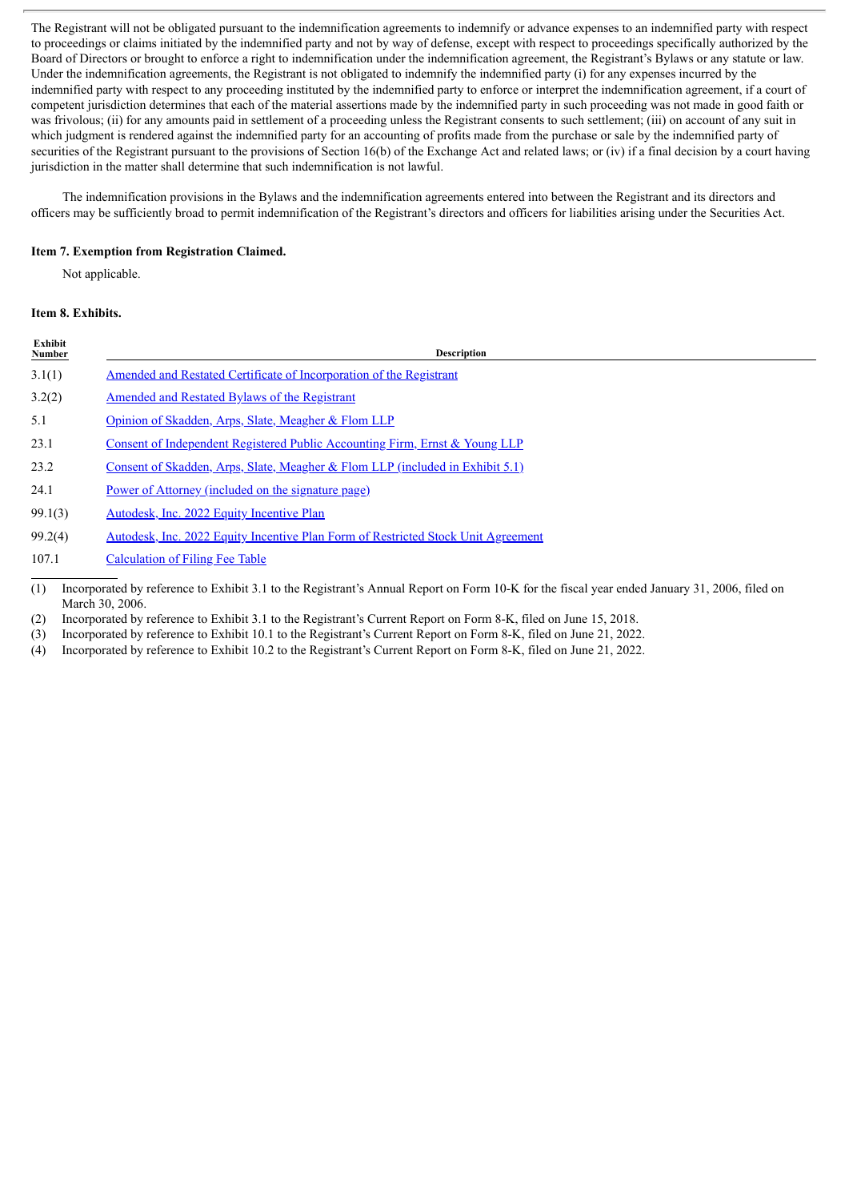The Registrant will not be obligated pursuant to the indemnification agreements to indemnify or advance expenses to an indemnified party with respect to proceedings or claims initiated by the indemnified party and not by way of defense, except with respect to proceedings specifically authorized by the Board of Directors or brought to enforce a right to indemnification under the indemnification agreement, the Registrant's Bylaws or any statute or law. Under the indemnification agreements, the Registrant is not obligated to indemnify the indemnified party (i) for any expenses incurred by the indemnified party with respect to any proceeding instituted by the indemnified party to enforce or interpret the indemnification agreement, if a court of competent jurisdiction determines that each of the material assertions made by the indemnified party in such proceeding was not made in good faith or was frivolous; (ii) for any amounts paid in settlement of a proceeding unless the Registrant consents to such settlement; (iii) on account of any suit in which judgment is rendered against the indemnified party for an accounting of profits made from the purchase or sale by the indemnified party of securities of the Registrant pursuant to the provisions of Section 16(b) of the Exchange Act and related laws; or (iv) if a final decision by a court having jurisdiction in the matter shall determine that such indemnification is not lawful.

The indemnification provisions in the Bylaws and the indemnification agreements entered into between the Registrant and its directors and officers may be sufficiently broad to permit indemnification of the Registrant's directors and officers for liabilities arising under the Securities Act.

### Item 7. Exemption from Registration Claimed.

Not applicable.

### Item 8. Exhibits.

| Exhibit Number | Description |
|---|---|
| 3.1(1) | Amended and Restated Certificate of Incorporation of the Registrant |
| 3.2(2) | Amended and Restated Bylaws of the Registrant |
| 5.1 | Opinion of Skadden, Arps, Slate, Meagher & Flom LLP |
| 23.1 | Consent of Independent Registered Public Accounting Firm, Ernst & Young LLP |
| 23.2 | Consent of Skadden, Arps, Slate, Meagher & Flom LLP (included in Exhibit 5.1) |
| 24.1 | Power of Attorney (included on the signature page) |
| 99.1(3) | Autodesk, Inc. 2022 Equity Incentive Plan |
| 99.2(4) | Autodesk, Inc. 2022 Equity Incentive Plan Form of Restricted Stock Unit Agreement |
| 107.1 | Calculation of Filing Fee Table |

(1) Incorporated by reference to Exhibit 3.1 to the Registrant's Annual Report on Form 10-K for the fiscal year ended January 31, 2006, filed on March 30, 2006.

(2) Incorporated by reference to Exhibit 3.1 to the Registrant's Current Report on Form 8-K, filed on June 15, 2018.

(3) Incorporated by reference to Exhibit 10.1 to the Registrant's Current Report on Form 8-K, filed on June 21, 2022.

(4) Incorporated by reference to Exhibit 10.2 to the Registrant's Current Report on Form 8-K, filed on June 21, 2022.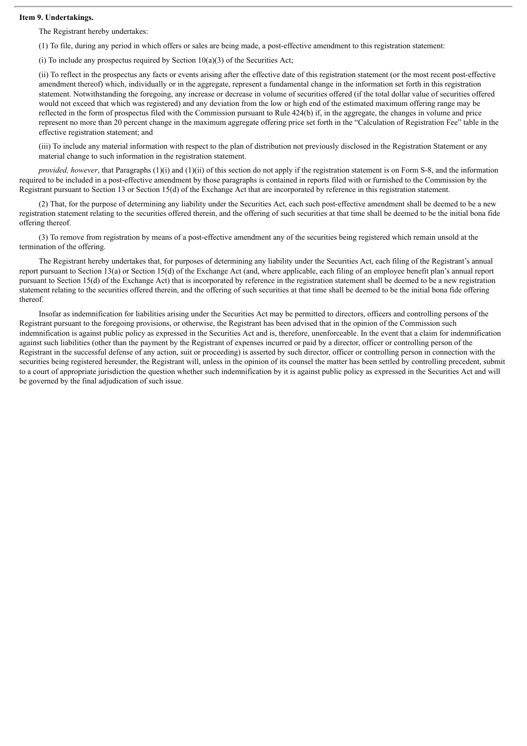**Item 9. Undertakings.**

The Registrant hereby undertakes:

(1) To file, during any period in which offers or sales are being made, a post-effective amendment to this registration statement:

(i) To include any prospectus required by Section 10(a)(3) of the Securities Act;

(ii) To reflect in the prospectus any facts or events arising after the effective date of this registration statement (or the most recent post-effective amendment thereof) which, individually or in the aggregate, represent a fundamental change in the information set forth in this registration statement. Notwithstanding the foregoing, any increase or decrease in volume of securities offered (if the total dollar value of securities offered would not exceed that which was registered) and any deviation from the low or high end of the estimated maximum offering range may be reflected in the form of prospectus filed with the Commission pursuant to Rule 424(b) if, in the aggregate, the changes in volume and price represent no more than 20 percent change in the maximum aggregate offering price set forth in the "Calculation of Registration Fee" table in the effective registration statement; and

(iii) To include any material information with respect to the plan of distribution not previously disclosed in the Registration Statement or any material change to such information in the registration statement.

*provided, however*, that Paragraphs (1)(i) and (1)(ii) of this section do not apply if the registration statement is on Form S-8, and the information required to be included in a post-effective amendment by those paragraphs is contained in reports filed with or furnished to the Commission by the Registrant pursuant to Section 13 or Section 15(d) of the Exchange Act that are incorporated by reference in this registration statement.

(2) That, for the purpose of determining any liability under the Securities Act, each such post-effective amendment shall be deemed to be a new registration statement relating to the securities offered therein, and the offering of such securities at that time shall be deemed to be the initial bona fide offering thereof.

(3) To remove from registration by means of a post-effective amendment any of the securities being registered which remain unsold at the termination of the offering.

The Registrant hereby undertakes that, for purposes of determining any liability under the Securities Act, each filing of the Registrant's annual report pursuant to Section 13(a) or Section 15(d) of the Exchange Act (and, where applicable, each filing of an employee benefit plan's annual report pursuant to Section 15(d) of the Exchange Act) that is incorporated by reference in the registration statement shall be deemed to be a new registration statement relating to the securities offered therein, and the offering of such securities at that time shall be deemed to be the initial bona fide offering thereof.

Insofar as indemnification for liabilities arising under the Securities Act may be permitted to directors, officers and controlling persons of the Registrant pursuant to the foregoing provisions, or otherwise, the Registrant has been advised that in the opinion of the Commission such indemnification is against public policy as expressed in the Securities Act and is, therefore, unenforceable. In the event that a claim for indemnification against such liabilities (other than the payment by the Registrant of expenses incurred or paid by a director, officer or controlling person of the Registrant in the successful defense of any action, suit or proceeding) is asserted by such director, officer or controlling person in connection with the securities being registered hereunder, the Registrant will, unless in the opinion of its counsel the matter has been settled by controlling precedent, submit to a court of appropriate jurisdiction the question whether such indemnification by it is against public policy as expressed in the Securities Act and will be governed by the final adjudication of such issue.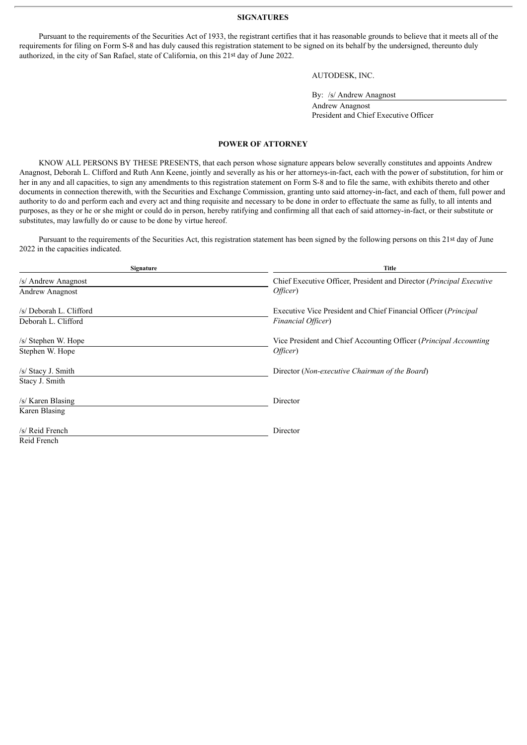## SIGNATURES

Pursuant to the requirements of the Securities Act of 1933, the registrant certifies that it has reasonable grounds to believe that it meets all of the requirements for filing on Form S-8 and has duly caused this registration statement to be signed on its behalf by the undersigned, thereunto duly authorized, in the city of San Rafael, state of California, on this 21st day of June 2022.

AUTODESK, INC.

By: /s/ Andrew Anagnost
Andrew Anagnost
President and Chief Executive Officer

## POWER OF ATTORNEY

KNOW ALL PERSONS BY THESE PRESENTS, that each person whose signature appears below severally constitutes and appoints Andrew Anagnost, Deborah L. Clifford and Ruth Ann Keene, jointly and severally as his or her attorneys-in-fact, each with the power of substitution, for him or her in any and all capacities, to sign any amendments to this registration statement on Form S-8 and to file the same, with exhibits thereto and other documents in connection therewith, with the Securities and Exchange Commission, granting unto said attorney-in-fact, and each of them, full power and authority to do and perform each and every act and thing requisite and necessary to be done in order to effectuate the same as fully, to all intents and purposes, as they or he or she might or could do in person, hereby ratifying and confirming all that each of said attorney-in-fact, or their substitute or substitutes, may lawfully do or cause to be done by virtue hereof.

Pursuant to the requirements of the Securities Act, this registration statement has been signed by the following persons on this 21st day of June 2022 in the capacities indicated.

| Signature | Title |
|---|---|
| /s/ Andrew Anagnost<br>Andrew Anagnost | Chief Executive Officer, President and Director (*Principal Executive Officer*) |
| /s/ Deborah L. Clifford<br>Deborah L. Clifford | Executive Vice President and Chief Financial Officer (*Principal Financial Officer*) |
| /s/ Stephen W. Hope<br>Stephen W. Hope | Vice President and Chief Accounting Officer (*Principal Accounting Officer*) |
| /s/ Stacy J. Smith<br>Stacy J. Smith | Director (*Non-executive Chairman of the Board*) |
| /s/ Karen Blasing<br>Karen Blasing | Director |
| /s/ Reid French<br>Reid French | Director |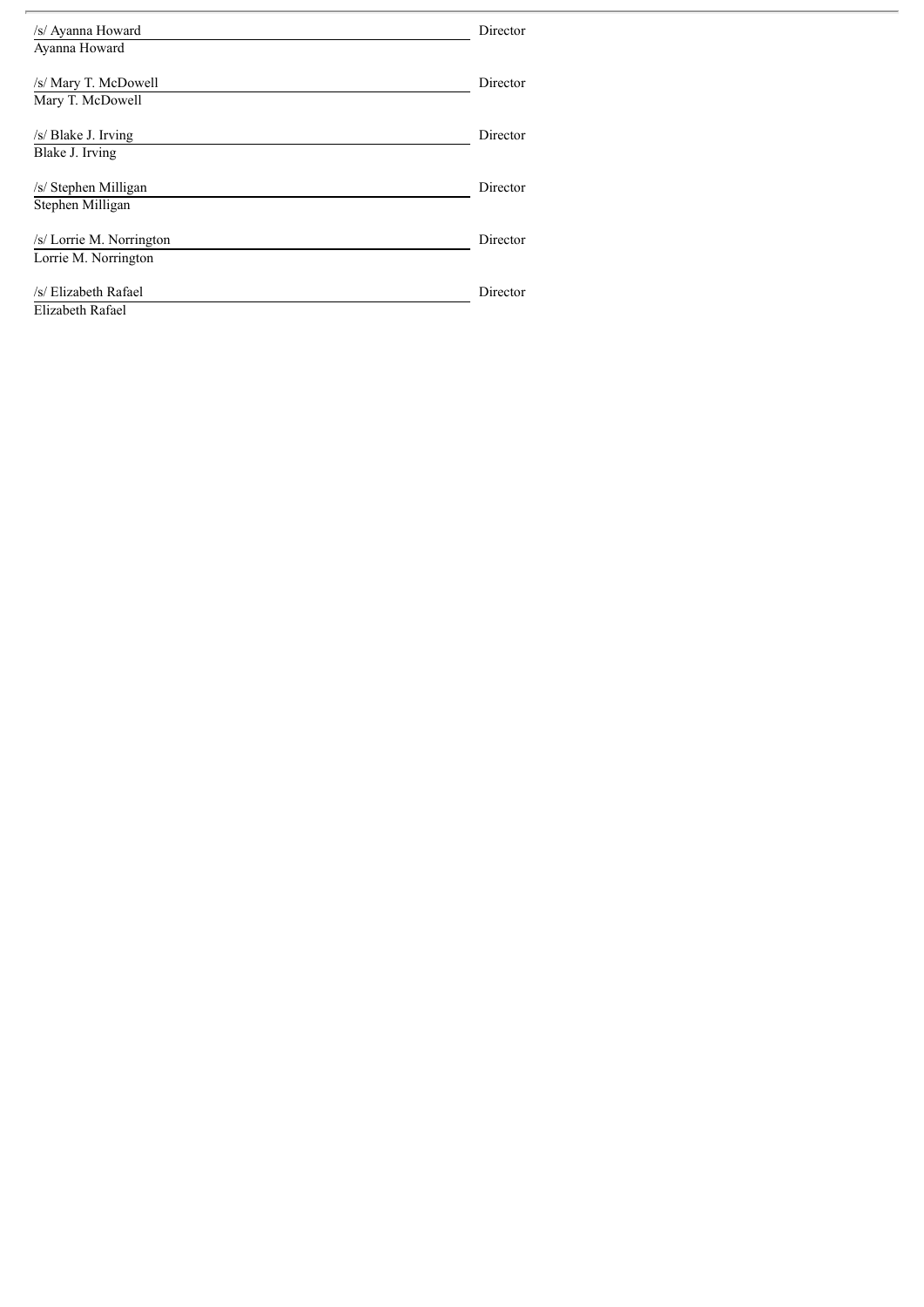| | |
|---|---|
| /s/ Ayanna Howard<br>Ayanna Howard | Director |
| /s/ Mary T. McDowell<br>Mary T. McDowell | Director |
| /s/ Blake J. Irving<br>Blake J. Irving | Director |
| /s/ Stephen Milligan<br>Stephen Milligan | Director |
| /s/ Lorrie M. Norrington<br>Lorrie M. Norrington | Director |
| /s/ Elizabeth Rafael<br>Elizabeth Rafael | Director |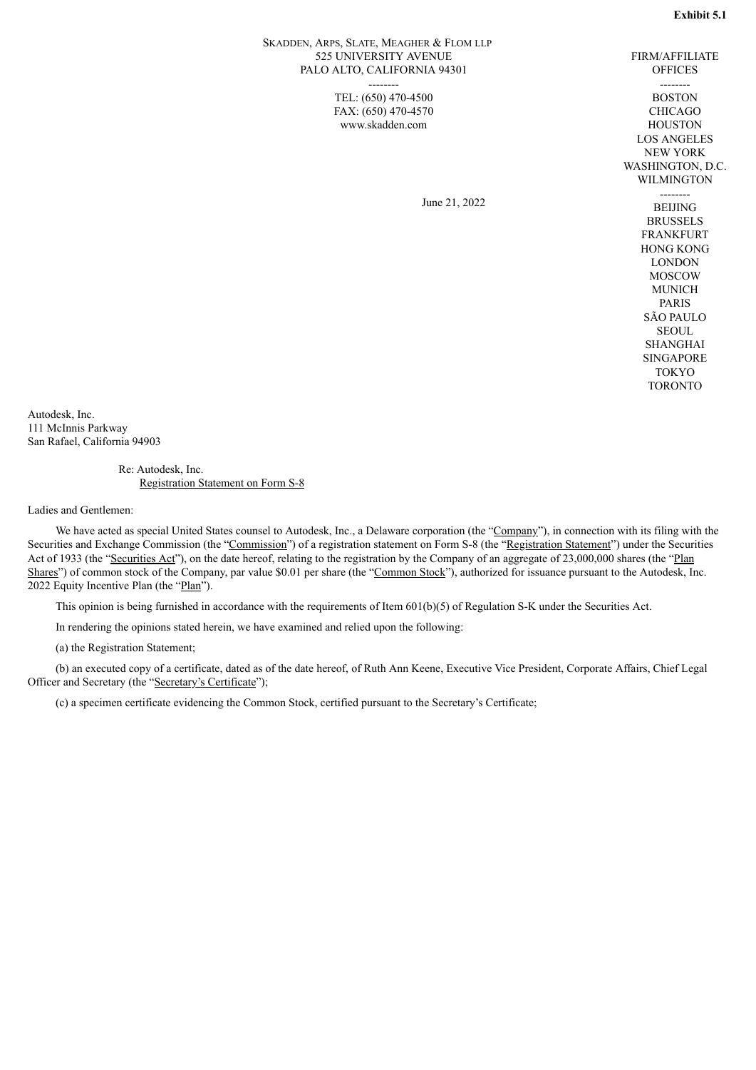**Exhibit 5.1**

SKADDEN, ARPS, SLATE, MEAGHER & FLOM LLP
525 UNIVERSITY AVENUE
PALO ALTO, CALIFORNIA 94301

--------

TEL: (650) 470-4500
FAX: (650) 470-4570
www.skadden.com

FIRM/AFFILIATE
OFFICES

--------

BOSTON
CHICAGO
HOUSTON
LOS ANGELES
NEW YORK
WASHINGTON, D.C.
WILMINGTON

--------

BEIJING
BRUSSELS
FRANKFURT
HONG KONG
LONDON
MOSCOW
MUNICH
PARIS
SÃO PAULO
SEOUL
SHANGHAI
SINGAPORE
TOKYO
TORONTO

June 21, 2022

Autodesk, Inc.
111 McInnis Parkway
San Rafael, California 94903

Re: Autodesk, Inc.
Registration Statement on Form S-8

Ladies and Gentlemen:

We have acted as special United States counsel to Autodesk, Inc., a Delaware corporation (the "Company"), in connection with its filing with the Securities and Exchange Commission (the "Commission") of a registration statement on Form S-8 (the "Registration Statement") under the Securities Act of 1933 (the "Securities Act"), on the date hereof, relating to the registration by the Company of an aggregate of 23,000,000 shares (the "Plan Shares") of common stock of the Company, par value $0.01 per share (the "Common Stock"), authorized for issuance pursuant to the Autodesk, Inc. 2022 Equity Incentive Plan (the "Plan").

This opinion is being furnished in accordance with the requirements of Item 601(b)(5) of Regulation S-K under the Securities Act.

In rendering the opinions stated herein, we have examined and relied upon the following:

(a) the Registration Statement;

(b) an executed copy of a certificate, dated as of the date hereof, of Ruth Ann Keene, Executive Vice President, Corporate Affairs, Chief Legal Officer and Secretary (the "Secretary's Certificate");

(c) a specimen certificate evidencing the Common Stock, certified pursuant to the Secretary's Certificate;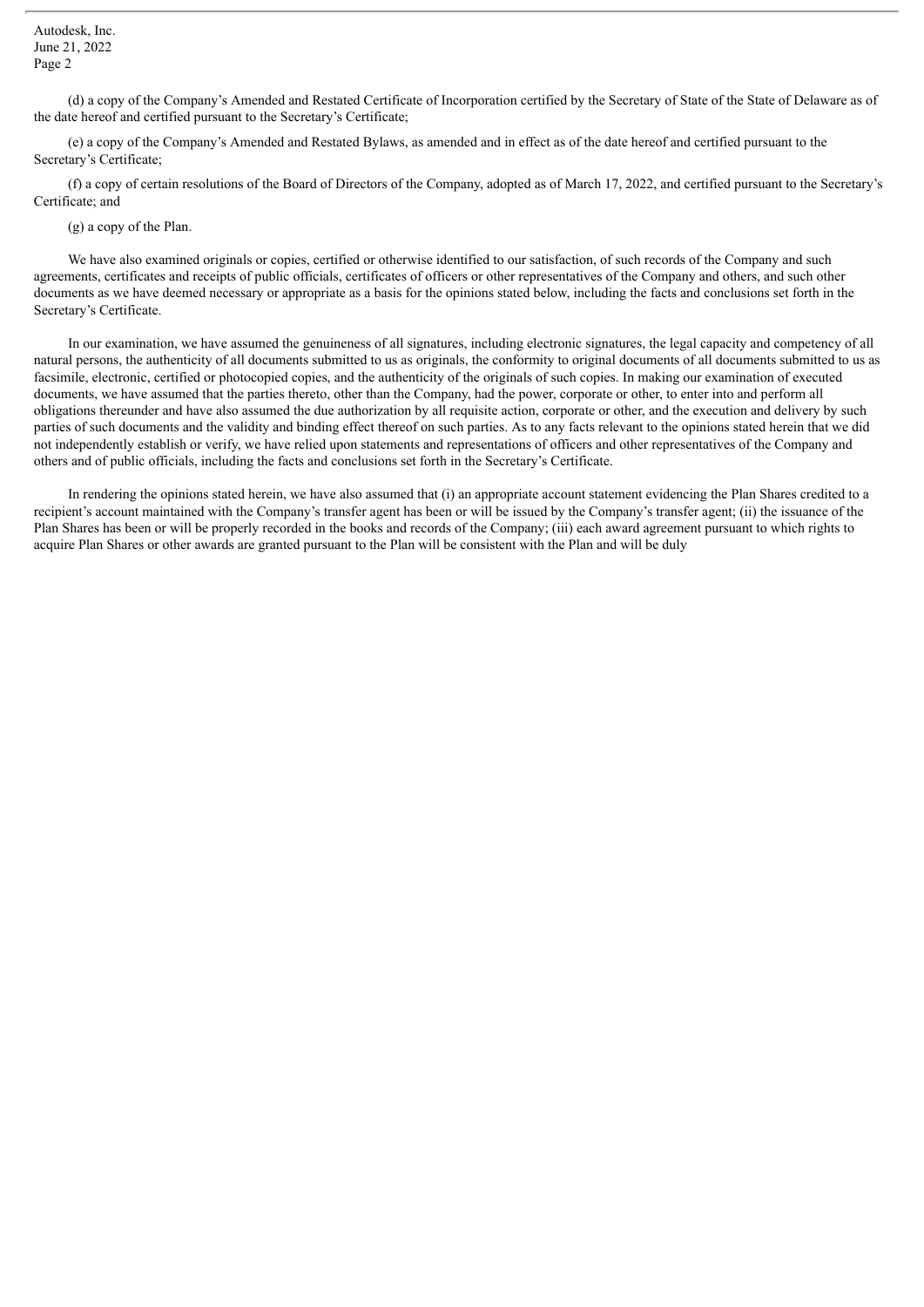(d) a copy of the Company's Amended and Restated Certificate of Incorporation certified by the Secretary of State of the State of Delaware as of the date hereof and certified pursuant to the Secretary's Certificate;

(e) a copy of the Company's Amended and Restated Bylaws, as amended and in effect as of the date hereof and certified pursuant to the Secretary's Certificate;

(f) a copy of certain resolutions of the Board of Directors of the Company, adopted as of March 17, 2022, and certified pursuant to the Secretary's Certificate; and

(g) a copy of the Plan.

We have also examined originals or copies, certified or otherwise identified to our satisfaction, of such records of the Company and such agreements, certificates and receipts of public officials, certificates of officers or other representatives of the Company and others, and such other documents as we have deemed necessary or appropriate as a basis for the opinions stated below, including the facts and conclusions set forth in the Secretary's Certificate.

In our examination, we have assumed the genuineness of all signatures, including electronic signatures, the legal capacity and competency of all natural persons, the authenticity of all documents submitted to us as originals, the conformity to original documents of all documents submitted to us as facsimile, electronic, certified or photocopied copies, and the authenticity of the originals of such copies. In making our examination of executed documents, we have assumed that the parties thereto, other than the Company, had the power, corporate or other, to enter into and perform all obligations thereunder and have also assumed the due authorization by all requisite action, corporate or other, and the execution and delivery by such parties of such documents and the validity and binding effect thereof on such parties. As to any facts relevant to the opinions stated herein that we did not independently establish or verify, we have relied upon statements and representations of officers and other representatives of the Company and others and of public officials, including the facts and conclusions set forth in the Secretary's Certificate.

In rendering the opinions stated herein, we have also assumed that (i) an appropriate account statement evidencing the Plan Shares credited to a recipient's account maintained with the Company's transfer agent has been or will be issued by the Company's transfer agent; (ii) the issuance of the Plan Shares has been or will be properly recorded in the books and records of the Company; (iii) each award agreement pursuant to which rights to acquire Plan Shares or other awards are granted pursuant to the Plan will be consistent with the Plan and will be duly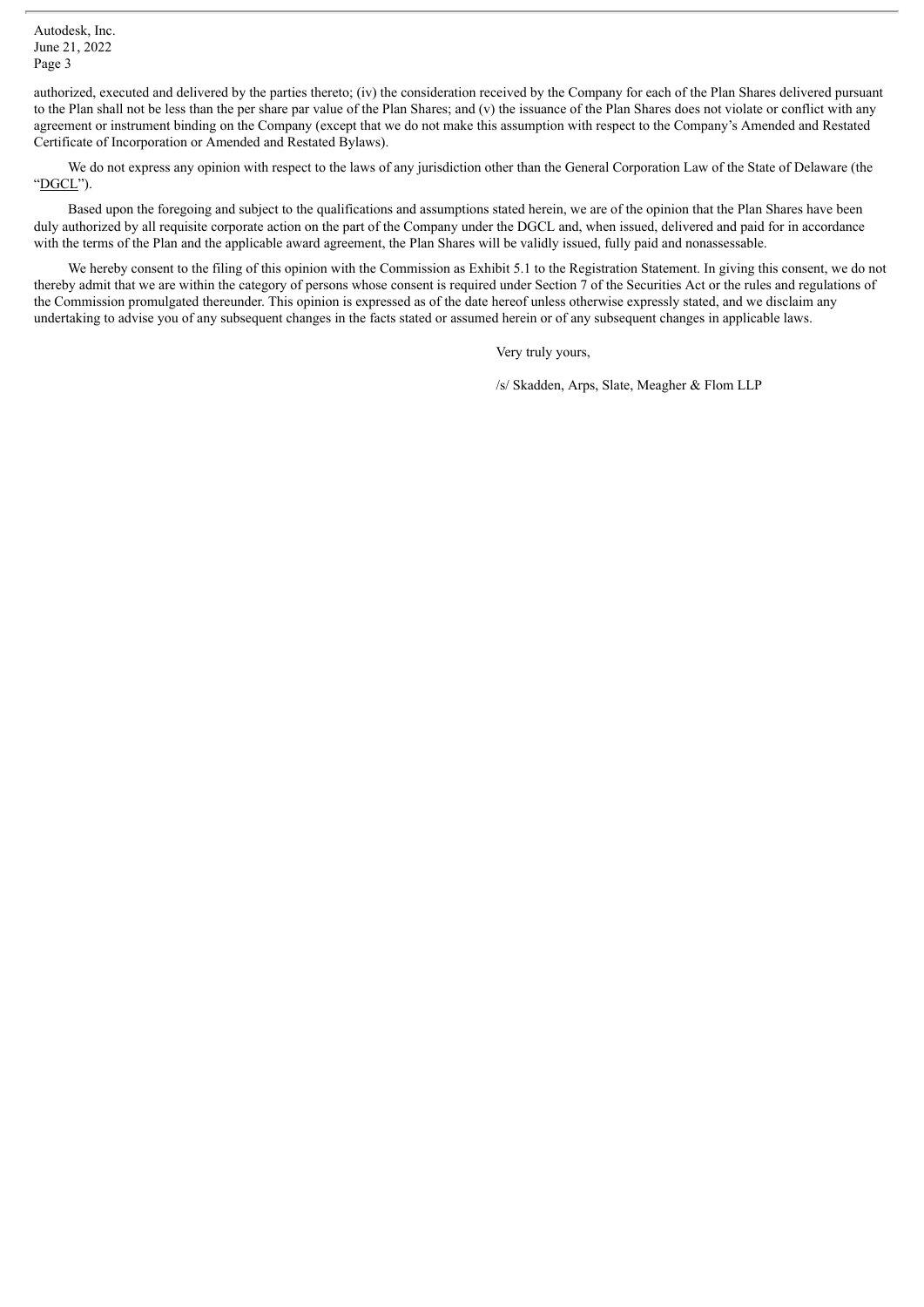authorized, executed and delivered by the parties thereto; (iv) the consideration received by the Company for each of the Plan Shares delivered pursuant to the Plan shall not be less than the per share par value of the Plan Shares; and (v) the issuance of the Plan Shares does not violate or conflict with any agreement or instrument binding on the Company (except that we do not make this assumption with respect to the Company's Amended and Restated Certificate of Incorporation or Amended and Restated Bylaws).

We do not express any opinion with respect to the laws of any jurisdiction other than the General Corporation Law of the State of Delaware (the "DGCL").

Based upon the foregoing and subject to the qualifications and assumptions stated herein, we are of the opinion that the Plan Shares have been duly authorized by all requisite corporate action on the part of the Company under the DGCL and, when issued, delivered and paid for in accordance with the terms of the Plan and the applicable award agreement, the Plan Shares will be validly issued, fully paid and nonassessable.

We hereby consent to the filing of this opinion with the Commission as Exhibit 5.1 to the Registration Statement. In giving this consent, we do not thereby admit that we are within the category of persons whose consent is required under Section 7 of the Securities Act or the rules and regulations of the Commission promulgated thereunder. This opinion is expressed as of the date hereof unless otherwise expressly stated, and we disclaim any undertaking to advise you of any subsequent changes in the facts stated or assumed herein or of any subsequent changes in applicable laws.

Very truly yours,

/s/ Skadden, Arps, Slate, Meagher & Flom LLP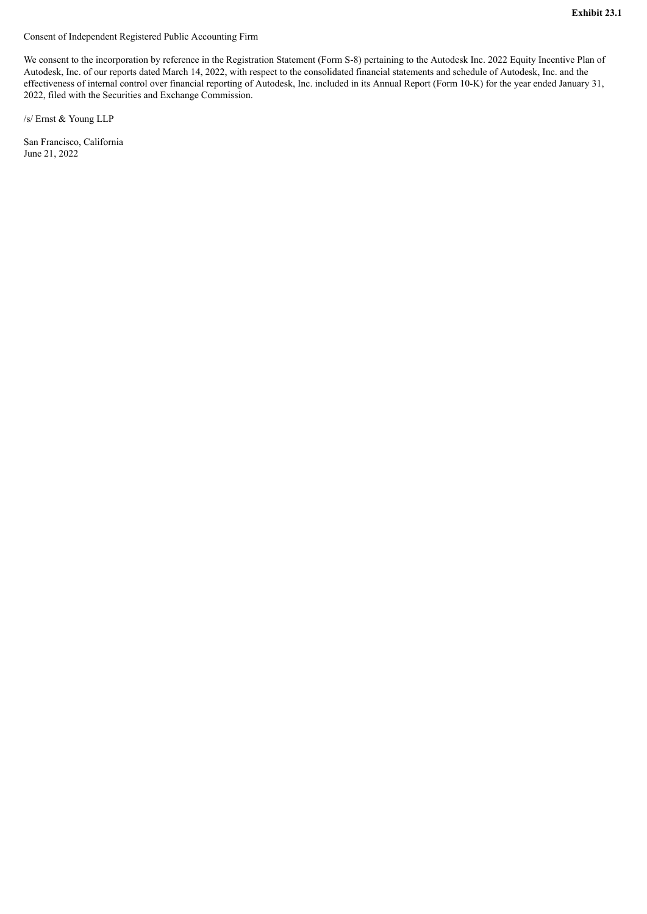**Exhibit 23.1**

Consent of Independent Registered Public Accounting Firm

We consent to the incorporation by reference in the Registration Statement (Form S-8) pertaining to the Autodesk Inc. 2022 Equity Incentive Plan of Autodesk, Inc. of our reports dated March 14, 2022, with respect to the consolidated financial statements and schedule of Autodesk, Inc. and the effectiveness of internal control over financial reporting of Autodesk, Inc. included in its Annual Report (Form 10-K) for the year ended January 31, 2022, filed with the Securities and Exchange Commission.

/s/ Ernst & Young LLP

San Francisco, California
June 21, 2022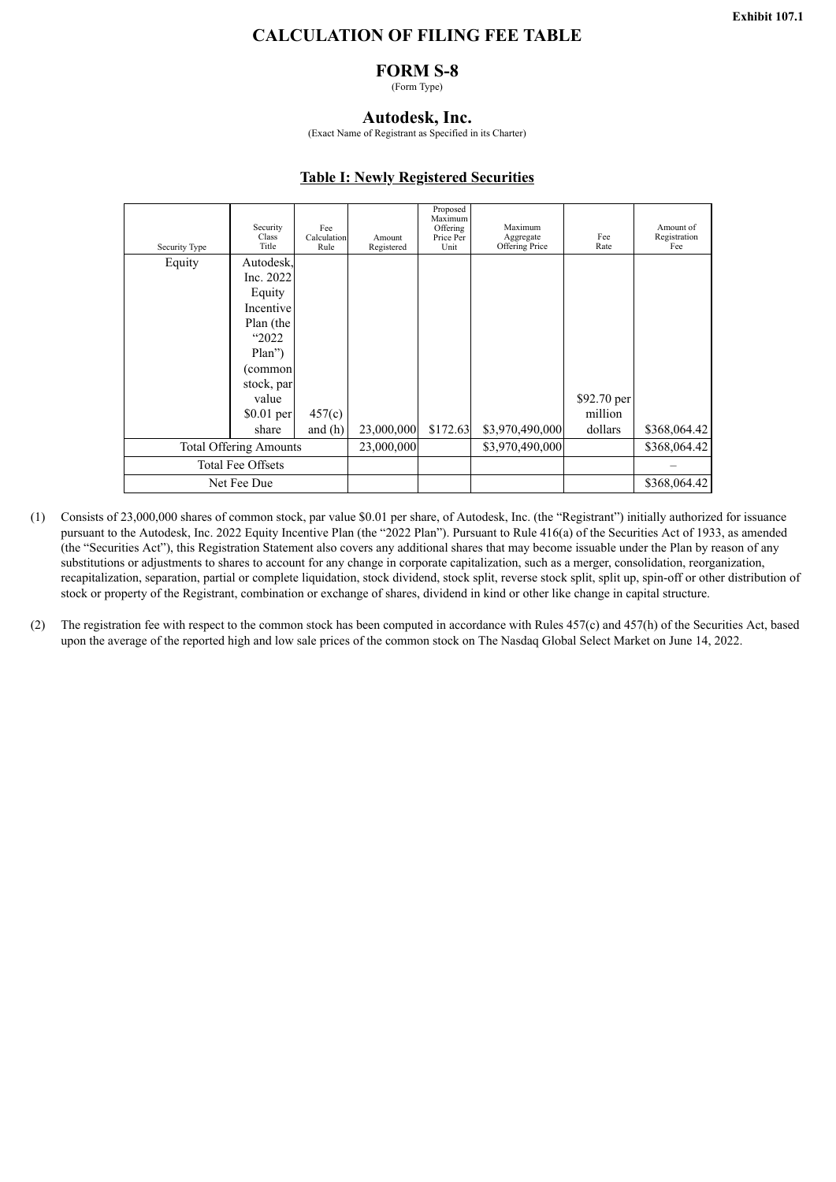**Exhibit 107.1**

# CALCULATION OF FILING FEE TABLE

## FORM S-8

(Form Type)

## Autodesk, Inc.

(Exact Name of Registrant as Specified in its Charter)

### Table I: Newly Registered Securities

| Security Type | Security Class Title | Fee Calculation Rule | Amount Registered | Proposed Maximum Offering Price Per Unit | Maximum Aggregate Offering Price | Fee Rate | Amount of Registration Fee |
|---|---|---|---|---|---|---|---|
| Equity | Autodesk, Inc. 2022 Equity Incentive Plan (the "2022 Plan") (common stock, par value $0.01 per share | 457(c) and (h) | 23,000,000 | $172.63 | $3,970,490,000 | $92.70 per million dollars | $368,064.42 |
| Total Offering Amounts | | | 23,000,000 | | $3,970,490,000 | | $368,064.42 |
| Total Fee Offsets | | | | | | | – |
| Net Fee Due | | | | | | | $368,064.42 |

(1) Consists of 23,000,000 shares of common stock, par value $0.01 per share, of Autodesk, Inc. (the "Registrant") initially authorized for issuance pursuant to the Autodesk, Inc. 2022 Equity Incentive Plan (the "2022 Plan"). Pursuant to Rule 416(a) of the Securities Act of 1933, as amended (the "Securities Act"), this Registration Statement also covers any additional shares that may become issuable under the Plan by reason of any substitutions or adjustments to shares to account for any change in corporate capitalization, such as a merger, consolidation, reorganization, recapitalization, separation, partial or complete liquidation, stock dividend, stock split, reverse stock split, split up, spin-off or other distribution of stock or property of the Registrant, combination or exchange of shares, dividend in kind or other like change in capital structure.

(2) The registration fee with respect to the common stock has been computed in accordance with Rules 457(c) and 457(h) of the Securities Act, based upon the average of the reported high and low sale prices of the common stock on The Nasdaq Global Select Market on June 14, 2022.